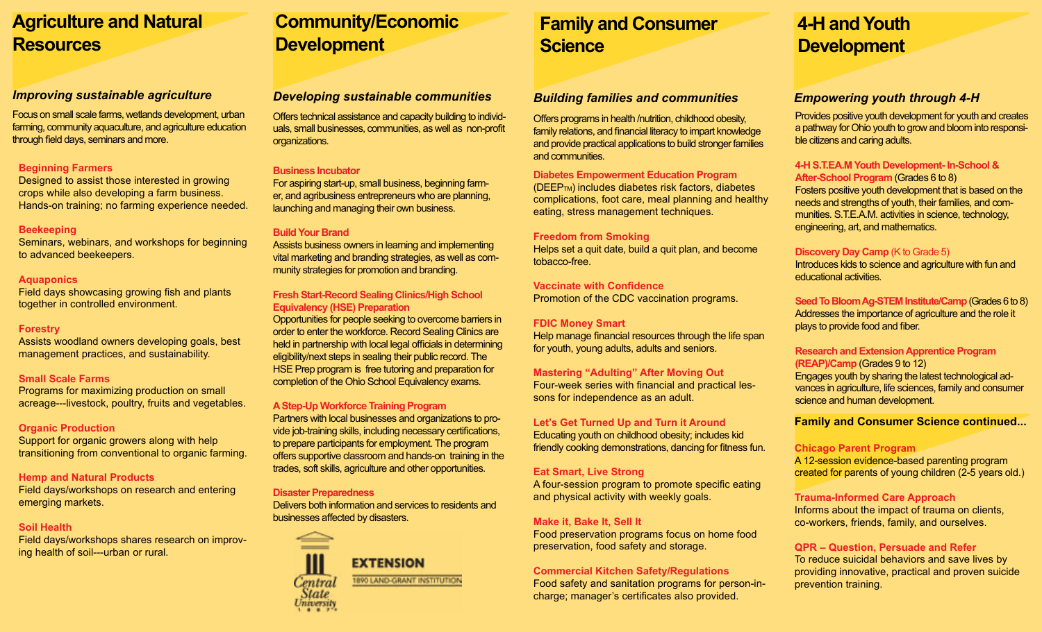## Agriculture and Natural Resources

### *Improving sustainable agriculture*

Focus on small scale farms, wetlands development, urban farming, community aquaculture, and agriculture education through field days, seminars and more.

**Beginning Farmers**
Designed to assist those interested in growing crops while also developing a farm business. Hands-on training; no farming experience needed.

**Beekeeping**
Seminars, webinars, and workshops for beginning to advanced beekeepers.

**Aquaponics**
Field days showcasing growing fish and plants together in controlled environment.

**Forestry**
Assists woodland owners developing goals, best management practices, and sustainability.

**Small Scale Farms**
Programs for maximizing production on small acreage---livestock, poultry, fruits and vegetables.

**Organic Production**
Support for organic growers along with help transitioning from conventional to organic farming.

**Hemp and Natural Products**
Field days/workshops on research and entering emerging markets.

**Soil Health**
Field days/workshops shares research on improving health of soil---urban or rural.

## Community/Economic Development

### *Developing sustainable communities*

Offers technical assistance and capacity building to individuals, small businesses, communities, as well as non-profit organizations.

**Business Incubator**
For aspiring start-up, small business, beginning farmer, and agribusiness entrepreneurs who are planning, launching and managing their own business.

**Build Your Brand**
Assists business owners in learning and implementing vital marketing and branding strategies, as well as community strategies for promotion and branding.

**Fresh Start-Record Sealing Clinics/High School Equivalency (HSE) Preparation**
Opportunities for people seeking to overcome barriers in order to enter the workforce. Record Sealing Clinics are held in partnership with local legal officials in determining eligibility/next steps in sealing their public record. The HSE Prep program is free tutoring and preparation for completion of the Ohio School Equivalency exams.

**A Step-Up Workforce Training Program**
Partners with local businesses and organizations to provide job-training skills, including necessary certifications, to prepare participants for employment. The program offers supportive classroom and hands-on training in the trades, soft skills, agriculture and other opportunities.

**Disaster Preparedness**
Delivers both information and services to residents and businesses affected by disasters.

Central State University 1887 — EXTENSION — 1890 LAND-GRANT INSTITUTION

## Family and Consumer Science

### *Building families and communities*

Offers programs in health /nutrition, childhood obesity, family relations, and financial literacy to impart knowledge and provide practical applications to build stronger families and communities.

**Diabetes Empowerment Education Program**
(DEEP™) includes diabetes risk factors, diabetes complications, foot care, meal planning and healthy eating, stress management techniques.

**Freedom from Smoking**
Helps set a quit date, build a quit plan, and become tobacco-free.

**Vaccinate with Confidence**
Promotion of the CDC vaccination programs.

**FDIC Money Smart**
Help manage financial resources through the life span for youth, young adults, adults and seniors.

**Mastering "Adulting" After Moving Out**
Four-week series with financial and practical lessons for independence as an adult.

**Let's Get Turned Up and Turn it Around**
Educating youth on childhood obesity; includes kid friendly cooking demonstrations, dancing for fitness fun.

**Eat Smart, Live Strong**
A four-session program to promote specific eating and physical activity with weekly goals.

**Make it, Bake It, Sell It**
Food preservation programs focus on home food preservation, food safety and storage.

**Commercial Kitchen Safety/Regulations**
Food safety and sanitation programs for person-in-charge; manager's certificates also provided.

## 4-H and Youth Development

### *Empowering youth through 4-H*

Provides positive youth development for youth and creates a pathway for Ohio youth to grow and bloom into responsible citizens and caring adults.

**4-H S.T.E.A.M Youth Development- In-School & After-School Program** (Grades 6 to 8)
Fosters positive youth development that is based on the needs and strengths of youth, their families, and communities. S.T.E.A.M. activities in science, technology, engineering, art, and mathematics.

**Discovery Day Camp** (K to Grade 5)
Introduces kids to science and agriculture with fun and educational activities.

**Seed To Bloom Ag-STEM Institute/Camp** (Grades 6 to 8)
Addresses the importance of agriculture and the role it plays to provide food and fiber.

**Research and Extension Apprentice Program (REAP)/Camp** (Grades 9 to 12)
Engages youth by sharing the latest technological advances in agriculture, life sciences, family and consumer science and human development.

### Family and Consumer Science continued...

**Chicago Parent Program**
A 12-session evidence-based parenting program created for parents of young children (2-5 years old.)

**Trauma-Informed Care Approach**
Informs about the impact of trauma on clients, co-workers, friends, family, and ourselves.

**QPR – Question, Persuade and Refer**
To reduce suicidal behaviors and save lives by providing innovative, practical and proven suicide prevention training.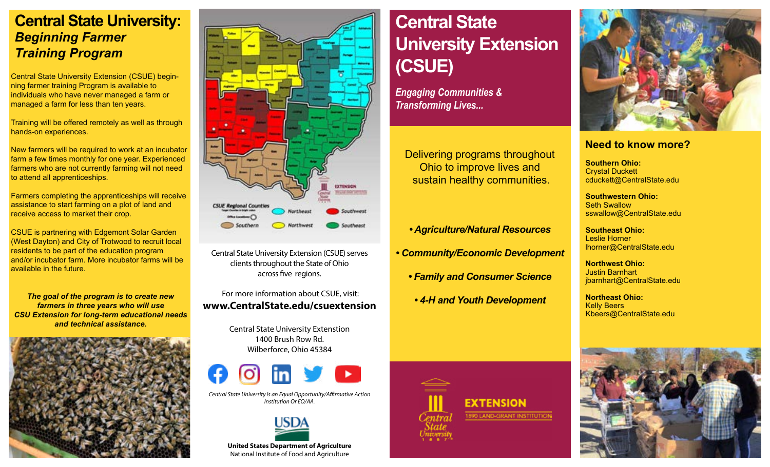# Central State University: *Beginning Farmer Training Program*

Central State University Extension (CSUE) beginning farmer training Program is available to individuals who have never managed a farm or managed a farm for less than ten years.

Training will be offered remotely as well as through hands-on experiences.

New farmers will be required to work at an incubator farm a few times monthly for one year. Experienced farmers who are not currently farming will not need to attend all apprenticeships.

Farmers completing the apprenticeships will receive assistance to start farming on a plot of land and receive access to market their crop.

CSUE is partnering with Edgemont Solar Garden (West Dayton) and City of Trotwood to recruit local residents to be part of the education program and/or incubator farm. More incubator farms will be available in the future.

***The goal of the program is to create new farmers in three years who will use CSU Extension for long-term educational needs and technical assistance.***

CSUE Regional Counties

Northeast Southwest Southern Northwest Southeast

Central State University Extension (CSUE) serves clients throughout the State of Ohio across five regions.

For more information about CSUE, visit:

**www.CentralState.edu/csuextension**

Central State University Extenstion
1400 Brush Row Rd.
Wilberforce, Ohio 45384

*Central State University is an Equal Opportunity/Affirmative Action Institution Or EO/AA.*

**United States Department of Agriculture**
National Institute of Food and Agriculture

# Central State University Extension (CSUE)

*Engaging Communities & Transforming Lives...*

Delivering programs throughout Ohio to improve lives and sustain healthy communities.

- ***Agriculture/Natural Resources***
- ***Community/Economic Development***
- ***Family and Consumer Science***
- ***4-H and Youth Development***

EXTENSION
1890 LAND-GRANT INSTITUTION

## Need to know more?

**Southern Ohio:**
Crystal Duckett
cduckett@CentralState.edu

**Southwestern Ohio:**
Seth Swallow
sswallow@CentralState.edu

**Southeast Ohio:**
Leslie Horner
lhorner@CentralState.edu

**Northwest Ohio:**
Justin Barnhart
jbarnhart@CentralState.edu

**Northeast Ohio:**
Kelly Beers
Kbeers@CentralState.edu